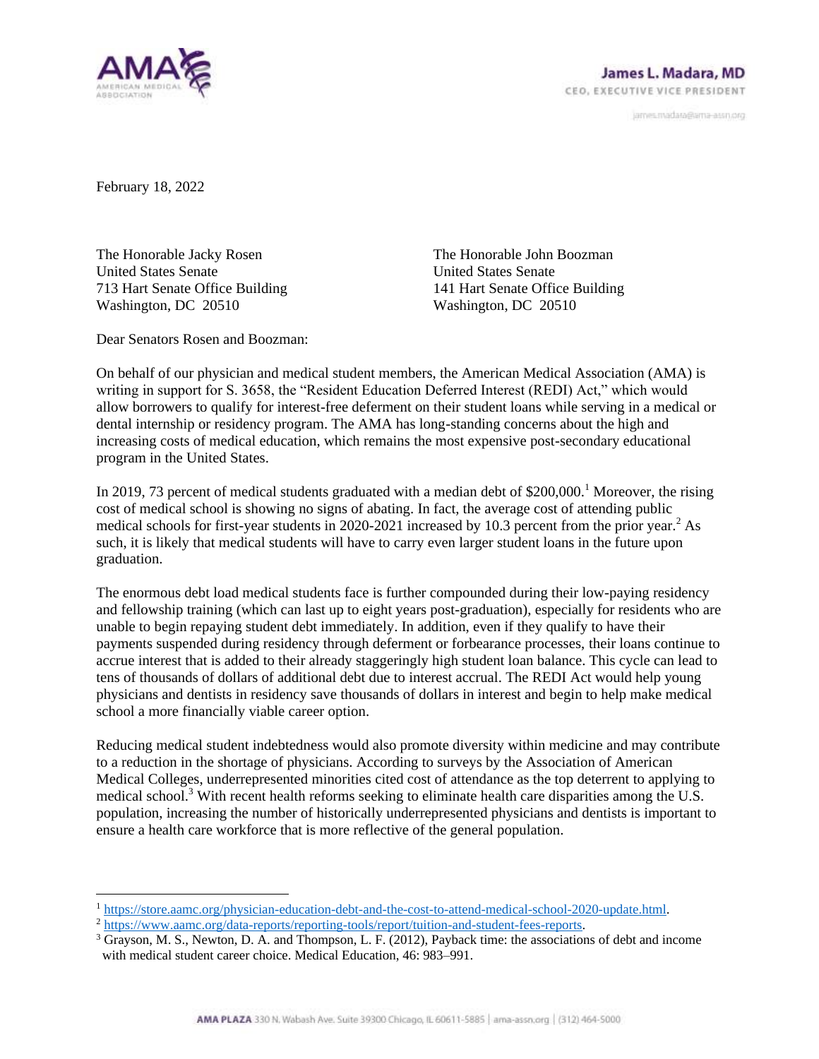AMA AMERICAN MEDICAL ASSOCIATION

**James L. Madara, MD**
CEO, EXECUTIVE VICE PRESIDENT

james.madara@ama-assn.org

February 18, 2022

The Honorable Jacky Rosen
United States Senate
713 Hart Senate Office Building
Washington, DC 20510

The Honorable John Boozman
United States Senate
141 Hart Senate Office Building
Washington, DC 20510

Dear Senators Rosen and Boozman:

On behalf of our physician and medical student members, the American Medical Association (AMA) is writing in support for S. 3658, the "Resident Education Deferred Interest (REDI) Act," which would allow borrowers to qualify for interest-free deferment on their student loans while serving in a medical or dental internship or residency program. The AMA has long-standing concerns about the high and increasing costs of medical education, which remains the most expensive post-secondary educational program in the United States.

In 2019, 73 percent of medical students graduated with a median debt of $200,000.[1] Moreover, the rising cost of medical school is showing no signs of abating. In fact, the average cost of attending public medical schools for first-year students in 2020-2021 increased by 10.3 percent from the prior year.[2] As such, it is likely that medical students will have to carry even larger student loans in the future upon graduation.

The enormous debt load medical students face is further compounded during their low-paying residency and fellowship training (which can last up to eight years post-graduation), especially for residents who are unable to begin repaying student debt immediately. In addition, even if they qualify to have their payments suspended during residency through deferment or forbearance processes, their loans continue to accrue interest that is added to their already staggeringly high student loan balance. This cycle can lead to tens of thousands of dollars of additional debt due to interest accrual. The REDI Act would help young physicians and dentists in residency save thousands of dollars in interest and begin to help make medical school a more financially viable career option.

Reducing medical student indebtedness would also promote diversity within medicine and may contribute to a reduction in the shortage of physicians. According to surveys by the Association of American Medical Colleges, underrepresented minorities cited cost of attendance as the top deterrent to applying to medical school.[3] With recent health reforms seeking to eliminate health care disparities among the U.S. population, increasing the number of historically underrepresented physicians and dentists is important to ensure a health care workforce that is more reflective of the general population.

---

[1] https://store.aamc.org/physician-education-debt-and-the-cost-to-attend-medical-school-2020-update.html.

[2] https://www.aamc.org/data-reports/reporting-tools/report/tuition-and-student-fees-reports.

[3] Grayson, M. S., Newton, D. A. and Thompson, L. F. (2012), Payback time: the associations of debt and income with medical student career choice. Medical Education, 46: 983–991.

**AMA PLAZA** 330 N. Wabash Ave. Suite 39300 Chicago, IL 60611-5885 | ama-assn.org | (312) 464-5000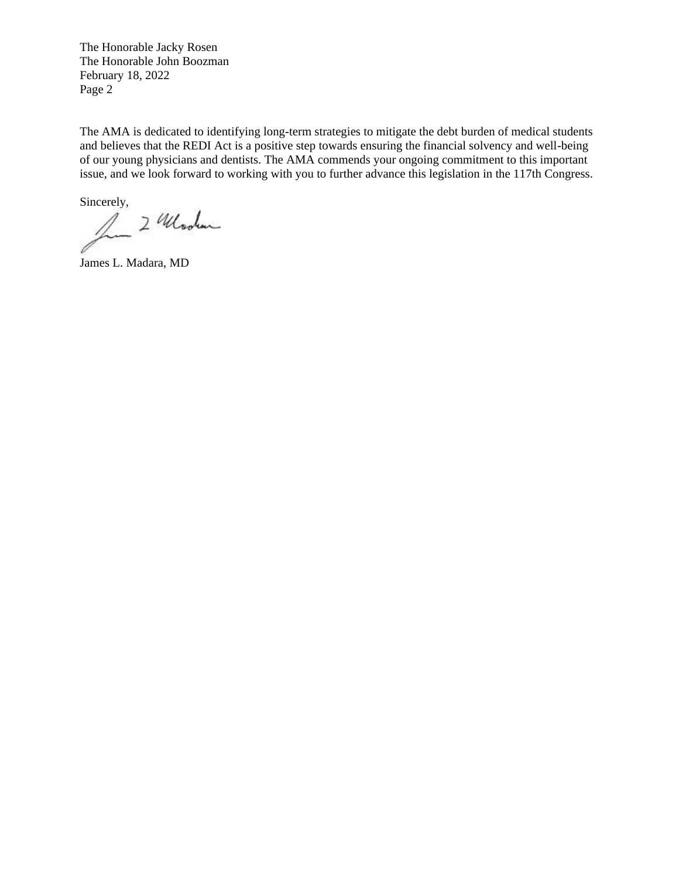The AMA is dedicated to identifying long-term strategies to mitigate the debt burden of medical students and believes that the REDI Act is a positive step towards ensuring the financial solvency and well-being of our young physicians and dentists. The AMA commends your ongoing commitment to this important issue, and we look forward to working with you to further advance this legislation in the 117th Congress.

Sincerely,

James L. Madara, MD